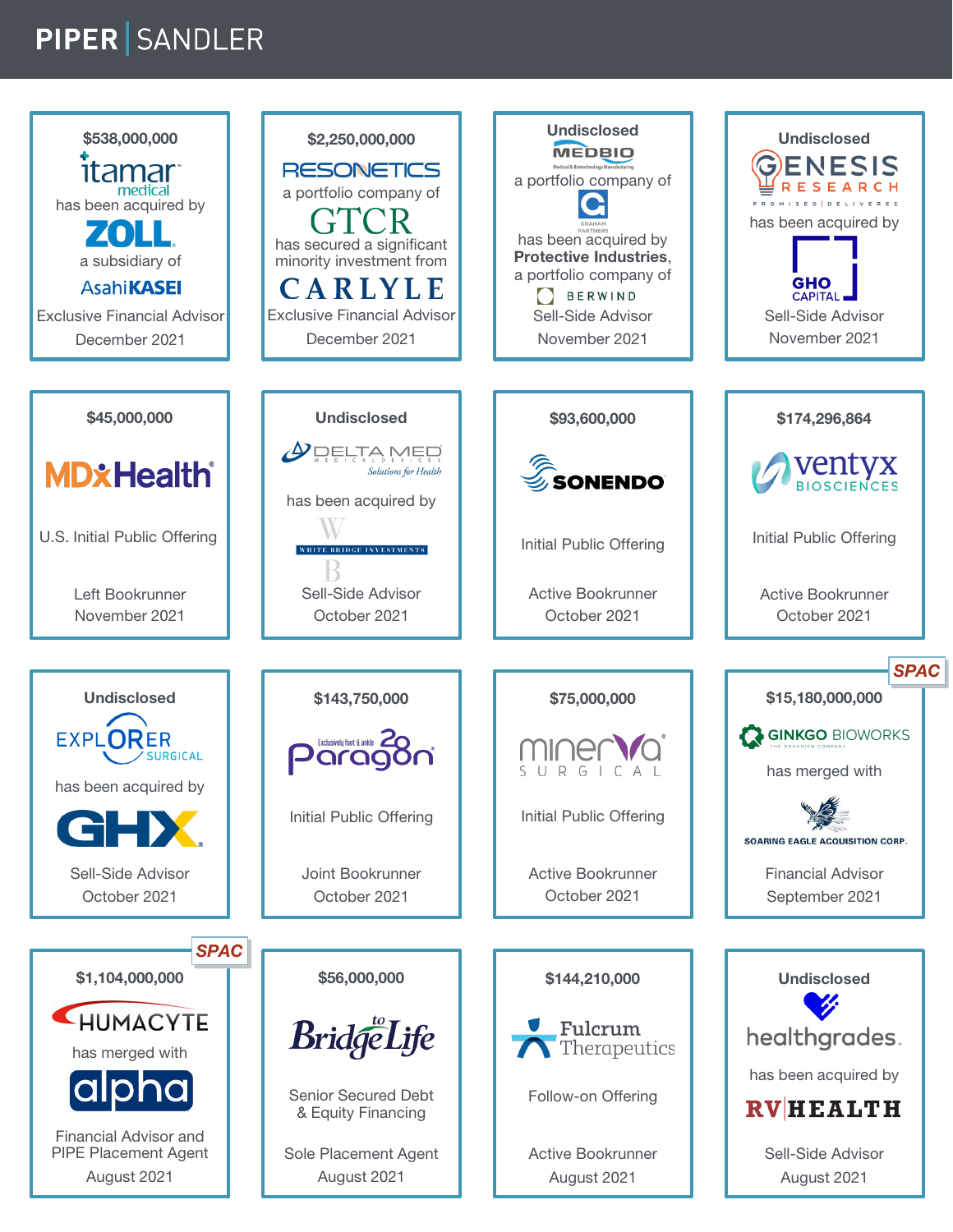# PIPER | SANDLER

**$538,000,000**

itamar medical

has been acquired by

ZOLL

a subsidiary of

AsahiKASEI

Exclusive Financial Advisor

December 2021

---

**$2,250,000,000**

RESONETICS

a portfolio company of

GTCR

has secured a significant minority investment from

CARLYLE

Exclusive Financial Advisor

December 2021

---

**Undisclosed**

MEDBIO

a portfolio company of

GRAHAM PARTNERS

has been acquired by

**Protective Industries**,

a portfolio company of

BERWIND

Sell-Side Advisor

November 2021

---

**Undisclosed**

GENESIS RESEARCH

has been acquired by

GHO CAPITAL

Sell-Side Advisor

November 2021

---

**$45,000,000**

MDxHealth

U.S. Initial Public Offering

Left Bookrunner

November 2021

---

**Undisclosed**

DELTA MED

has been acquired by

WHITE BRIDGE INVESTMENTS

Sell-Side Advisor

October 2021

---

**$93,600,000**

SONENDO

Initial Public Offering

Active Bookrunner

October 2021

---

**$174,296,864**

ventyx BIOSCIENCES

Initial Public Offering

Active Bookrunner

October 2021

---

**Undisclosed**

EXPLORER SURGICAL

has been acquired by

GHX

Sell-Side Advisor

October 2021

---

**$143,750,000**

Paragon 28

Initial Public Offering

Joint Bookrunner

October 2021

---

**$75,000,000**

minerva SURGICAL

Initial Public Offering

Active Bookrunner

October 2021

---

*SPAC*

**$15,180,000,000**

GINKGO BIOWORKS

has merged with

SOARING EAGLE ACQUISITION CORP.

Financial Advisor

September 2021

---

*SPAC*

**$1,104,000,000**

HUMACYTE

has merged with

alpha

Financial Advisor and PIPE Placement Agent

August 2021

---

**$56,000,000**

BridgetoLife

Senior Secured Debt & Equity Financing

Sole Placement Agent

August 2021

---

**$144,210,000**

Fulcrum Therapeutics

Follow-on Offering

Active Bookrunner

August 2021

---

**Undisclosed**

healthgrades

has been acquired by

RV|HEALTH

Sell-Side Advisor

August 2021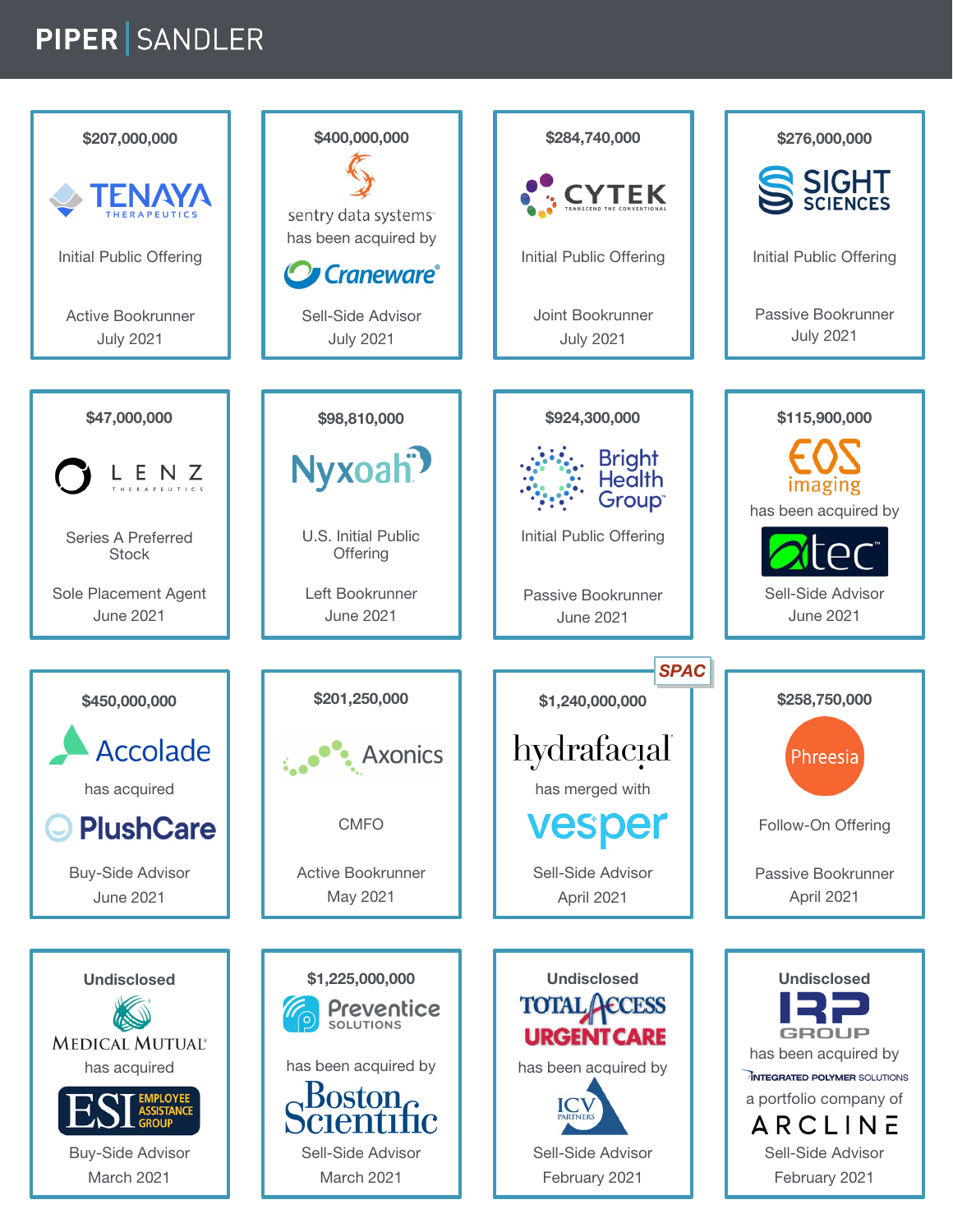# PIPER | SANDLER

| | | | |
|---|---|---|---|
| **$207,000,000**<br>TENAYA THERAPEUTICS<br>Initial Public Offering<br>Active Bookrunner<br>July 2021 | **$400,000,000**<br>sentry data systems<br>has been acquired by<br>Craneware<br>Sell-Side Advisor<br>July 2021 | **$284,740,000**<br>CYTEK<br>Initial Public Offering<br>Joint Bookrunner<br>July 2021 | **$276,000,000**<br>SIGHT SCIENCES<br>Initial Public Offering<br>Passive Bookrunner<br>July 2021 |
| **$47,000,000**<br>LENZ THERAPEUTICS<br>Series A Preferred Stock<br>Sole Placement Agent<br>June 2021 | **$98,810,000**<br>Nyxoah<br>U.S. Initial Public Offering<br>Left Bookrunner<br>June 2021 | **$924,300,000**<br>Bright Health Group<br>Initial Public Offering<br>Passive Bookrunner<br>June 2021 | **$115,900,000**<br>EOS imaging<br>has been acquired by<br>atec<br>Sell-Side Advisor<br>June 2021 |
| **$450,000,000**<br>Accolade<br>has acquired<br>PlushCare<br>Buy-Side Advisor<br>June 2021 | **$201,250,000**<br>Axonics<br>CMFO<br>Active Bookrunner<br>May 2021 | *SPAC*<br>**$1,240,000,000**<br>hydrafacial<br>has merged with<br>vesper<br>Sell-Side Advisor<br>April 2021 | **$258,750,000**<br>Phreesia<br>Follow-On Offering<br>Passive Bookrunner<br>April 2021 |
| **Undisclosed**<br>MEDICAL MUTUAL<br>has acquired<br>ESI EMPLOYEE ASSISTANCE GROUP<br>Buy-Side Advisor<br>March 2021 | **$1,225,000,000**<br>Preventice SOLUTIONS<br>has been acquired by<br>Boston Scientific<br>Sell-Side Advisor<br>March 2021 | **Undisclosed**<br>TOTAL ACCESS URGENT CARE<br>has been acquired by<br>ICV PARTNERS<br>Sell-Side Advisor<br>February 2021 | **Undisclosed**<br>IRP GROUP<br>has been acquired by<br>INTEGRATED POLYMER SOLUTIONS<br>a portfolio company of<br>ARCLINE<br>Sell-Side Advisor<br>February 2021 |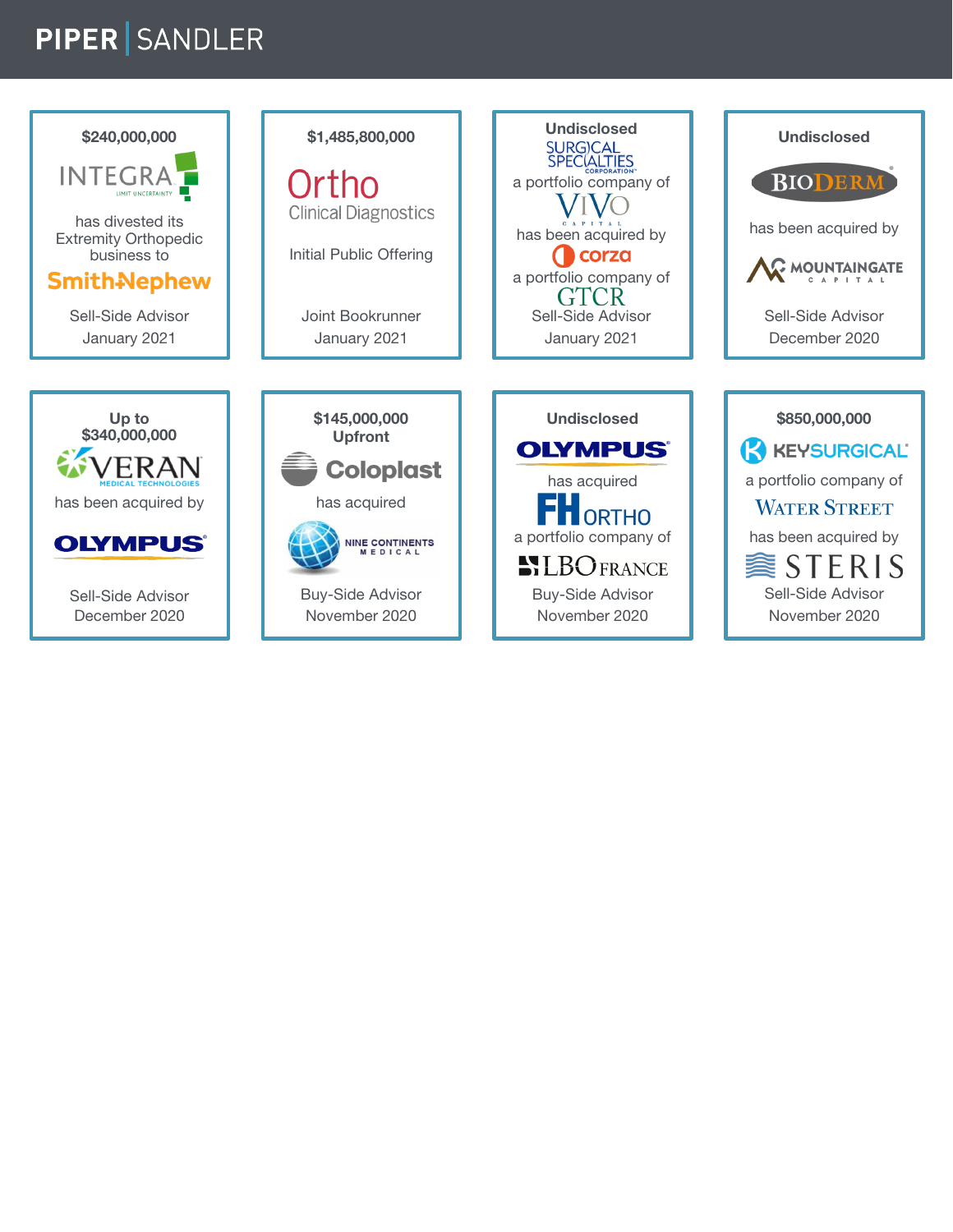**$240,000,000**

INTEGRA
LIMIT UNCERTAINTY

has divested its Extremity Orthopedic business to

Smith+Nephew

Sell-Side Advisor
January 2021

---

**$1,485,800,000**

Ortho
Clinical Diagnostics

Initial Public Offering

Joint Bookrunner
January 2021

---

**Undisclosed**

SURGICAL SPECIALTIES CORPORATION

a portfolio company of

VIVO CAPITAL

has been acquired by

corza

a portfolio company of

GTCR

Sell-Side Advisor
January 2021

---

**Undisclosed**

BIODERM

has been acquired by

MOUNTAINGATE CAPITAL

Sell-Side Advisor
December 2020

---

**Up to $340,000,000**

VERAN MEDICAL TECHNOLOGIES

has been acquired by

OLYMPUS

Sell-Side Advisor
December 2020

---

**$145,000,000 Upfront**

Coloplast

has acquired

NINE CONTINENTS MEDICAL

Buy-Side Advisor
November 2020

---

**Undisclosed**

OLYMPUS

has acquired

FH ORTHO

a portfolio company of

LBO FRANCE

Buy-Side Advisor
November 2020

---

**$850,000,000**

KEYSURGICAL

a portfolio company of

WATER STREET

has been acquired by

STERIS

Sell-Side Advisor
November 2020